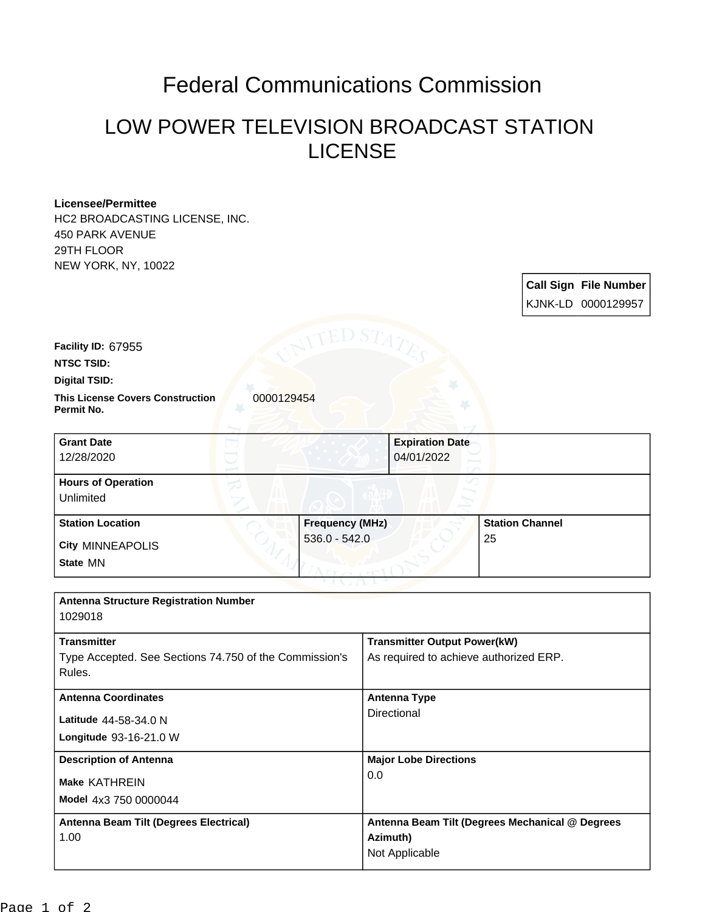# Federal Communications Commission

## LOW POWER TELEVISION BROADCAST STATION LICENSE

**Licensee/Permittee**
HC2 BROADCASTING LICENSE, INC.
450 PARK AVENUE
29TH FLOOR
NEW YORK, NY, 10022

| Call Sign | File Number |
| --- | --- |
| KJNK-LD | 0000129957 |

**Facility ID:** 67955

**NTSC TSID:**

**Digital TSID:**

**This License Covers Construction Permit No.** 0000129454

| Grant Date | Expiration Date |
| --- | --- |
| 12/28/2020 | 04/01/2022 |

| Hours of Operation |
| --- |
| Unlimited |

| Station Location | Frequency (MHz) | Station Channel |
| --- | --- | --- |
| City MINNEAPOLIS<br>State MN | 536.0 - 542.0 | 25 |

| Antenna Structure Registration Number | |
| --- | --- |
| 1029018 | |
| **Transmitter** | **Transmitter Output Power(kW)** |
| Type Accepted. See Sections 74.750 of the Commission's Rules. | As required to achieve authorized ERP. |
| **Antenna Coordinates** | **Antenna Type** |
| Latitude 44-58-34.0 N<br>Longitude 93-16-21.0 W | Directional |
| **Description of Antenna** | **Major Lobe Directions** |
| Make KATHREIN<br>Model 4x3 750 0000044 | 0.0 |
| **Antenna Beam Tilt (Degrees Electrical)** | **Antenna Beam Tilt (Degrees Mechanical @ Degrees Azimuth)** |
| 1.00 | Not Applicable |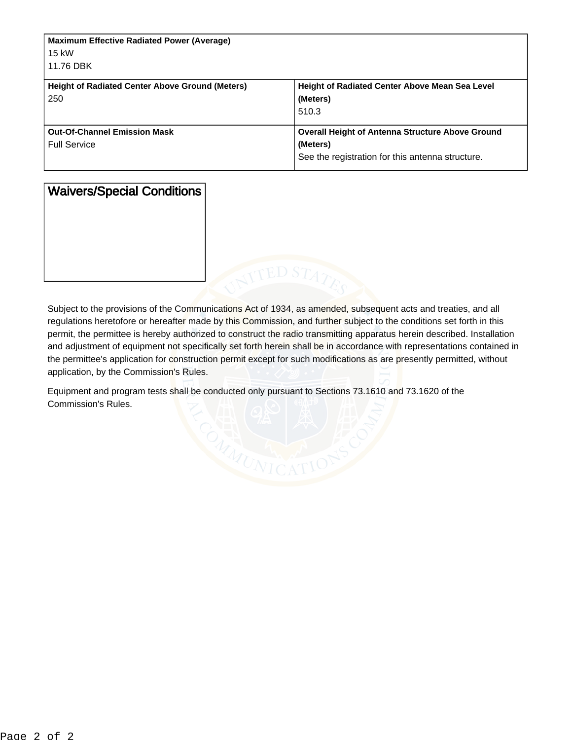| | |
|---|---|
| **Maximum Effective Radiated Power (Average)**<br>15 kW<br>11.76 DBK | |
| **Height of Radiated Center Above Ground (Meters)**<br>250 | **Height of Radiated Center Above Mean Sea Level (Meters)**<br>510.3 |
| **Out-Of-Channel Emission Mask**<br>Full Service | **Overall Height of Antenna Structure Above Ground (Meters)**<br>See the registration for this antenna structure. |

## Waivers/Special Conditions

Subject to the provisions of the Communications Act of 1934, as amended, subsequent acts and treaties, and all regulations heretofore or hereafter made by this Commission, and further subject to the conditions set forth in this permit, the permittee is hereby authorized to construct the radio transmitting apparatus herein described. Installation and adjustment of equipment not specifically set forth herein shall be in accordance with representations contained in the permittee's application for construction permit except for such modifications as are presently permitted, without application, by the Commission's Rules.

Equipment and program tests shall be conducted only pursuant to Sections 73.1610 and 73.1620 of the Commission's Rules.